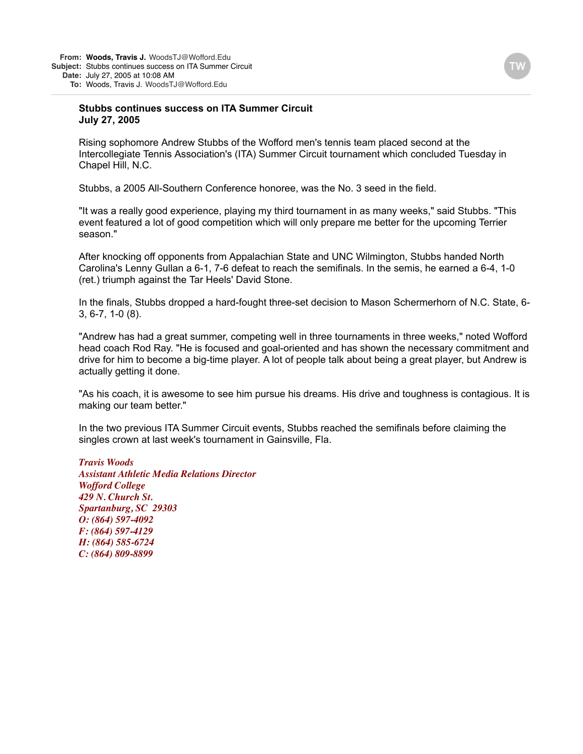**From:** **Woods, Travis J.** WoodsTJ@Wofford.Edu
**Subject:** Stubbs continues success on ITA Summer Circuit
**Date:** July 27, 2005 at 10:08 AM
**To:** Woods, Travis J. WoodsTJ@Wofford.Edu

**Stubbs continues success on ITA Summer Circuit**
**July 27, 2005**

Rising sophomore Andrew Stubbs of the Wofford men's tennis team placed second at the Intercollegiate Tennis Association's (ITA) Summer Circuit tournament which concluded Tuesday in Chapel Hill, N.C.

Stubbs, a 2005 All-Southern Conference honoree, was the No. 3 seed in the field.

"It was a really good experience, playing my third tournament in as many weeks," said Stubbs. "This event featured a lot of good competition which will only prepare me better for the upcoming Terrier season."

After knocking off opponents from Appalachian State and UNC Wilmington, Stubbs handed North Carolina's Lenny Gullan a 6-1, 7-6 defeat to reach the semifinals. In the semis, he earned a 6-4, 1-0 (ret.) triumph against the Tar Heels' David Stone.

In the finals, Stubbs dropped a hard-fought three-set decision to Mason Schermerhorn of N.C. State, 6-3, 6-7, 1-0 (8).

"Andrew has had a great summer, competing well in three tournaments in three weeks," noted Wofford head coach Rod Ray. "He is focused and goal-oriented and has shown the necessary commitment and drive for him to become a big-time player. A lot of people talk about being a great player, but Andrew is actually getting it done.

"As his coach, it is awesome to see him pursue his dreams. His drive and toughness is contagious. It is making our team better."

In the two previous ITA Summer Circuit events, Stubbs reached the semifinals before claiming the singles crown at last week's tournament in Gainsville, Fla.

***Travis Woods***
***Assistant Athletic Media Relations Director***
***Wofford College***
***429 N. Church St.***
***Spartanburg, SC 29303***
***O: (864) 597-4092***
***F: (864) 597-4129***
***H: (864) 585-6724***
***C: (864) 809-8899***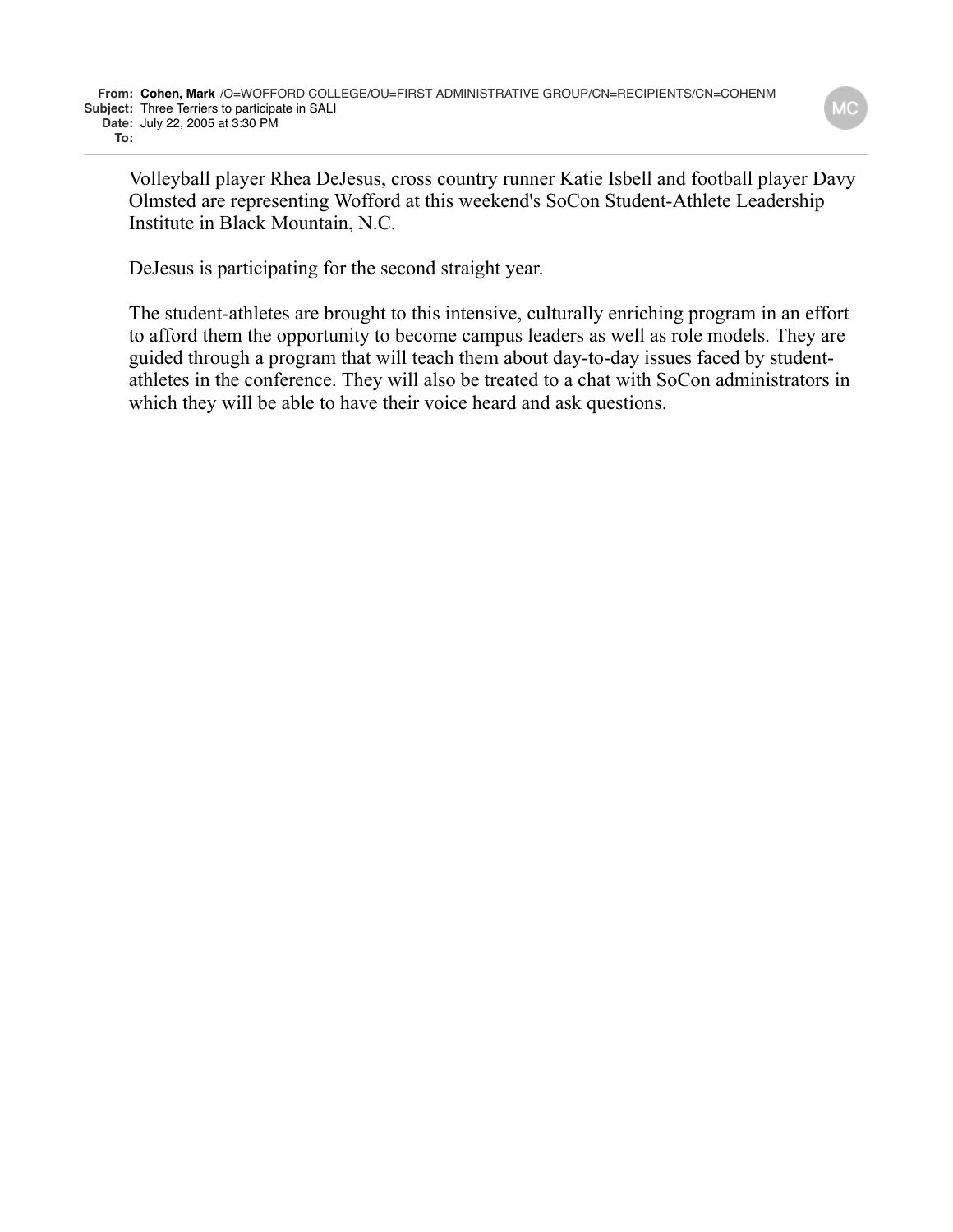**From:** Cohen, Mark /O=WOFFORD COLLEGE/OU=FIRST ADMINISTRATIVE GROUP/CN=RECIPIENTS/CN=COHENM
**Subject:** Three Terriers to participate in SALI
**Date:** July 22, 2005 at 3:30 PM
**To:**

Volleyball player Rhea DeJesus, cross country runner Katie Isbell and football player Davy Olmsted are representing Wofford at this weekend's SoCon Student-Athlete Leadership Institute in Black Mountain, N.C.

DeJesus is participating for the second straight year.

The student-athletes are brought to this intensive, culturally enriching program in an effort to afford them the opportunity to become campus leaders as well as role models. They are guided through a program that will teach them about day-to-day issues faced by student-athletes in the conference. They will also be treated to a chat with SoCon administrators in which they will be able to have their voice heard and ask questions.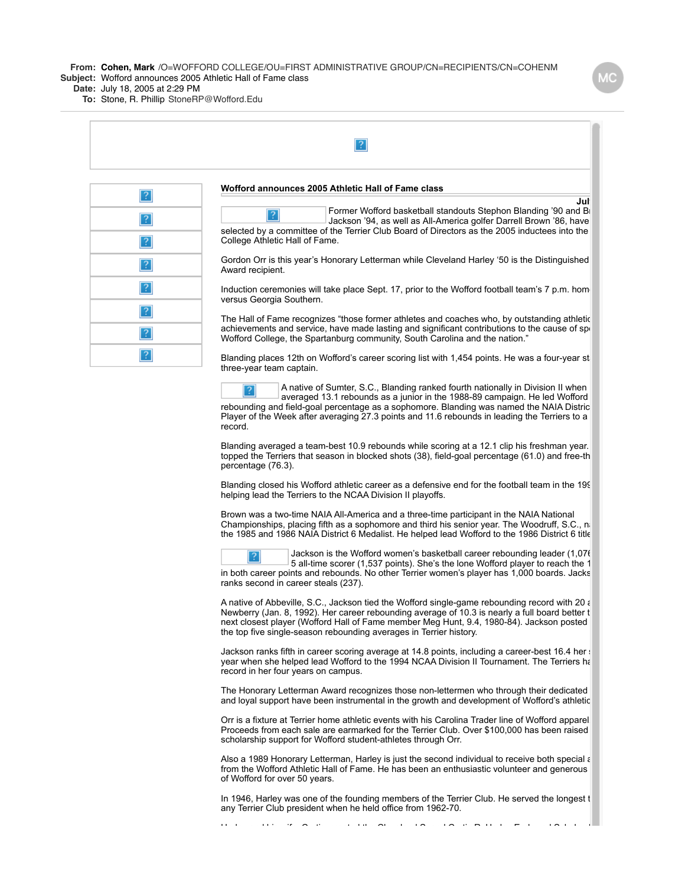**From:** **Cohen, Mark** /O=WOFFORD COLLEGE/OU=FIRST ADMINISTRATIVE GROUP/CN=RECIPIENTS/CN=COHENM
**Subject:** Wofford announces 2005 Athletic Hall of Fame class
**Date:** July 18, 2005 at 2:29 PM
**To:** Stone, R. Phillip StoneRP@Wofford.Edu

**Wofford announces 2005 Athletic Hall of Fame class**

**Jul**

Former Wofford basketball standouts Stephon Blanding '90 and Br Jackson '94, as well as All-America golfer Darrell Brown '86, have selected by a committee of the Terrier Club Board of Directors as the 2005 inductees into the College Athletic Hall of Fame.

Gordon Orr is this year's Honorary Letterman while Cleveland Harley '50 is the Distinguished Award recipient.

Induction ceremonies will take place Sept. 17, prior to the Wofford football team's 7 p.m. hom versus Georgia Southern.

The Hall of Fame recognizes "those former athletes and coaches who, by outstanding athletic achievements and service, have made lasting and significant contributions to the cause of sp Wofford College, the Spartanburg community, South Carolina and the nation."

Blanding places 12th on Wofford's career scoring list with 1,454 points. He was a four-year st three-year team captain.

A native of Sumter, S.C., Blanding ranked fourth nationally in Division II when averaged 13.1 rebounds as a junior in the 1988-89 campaign. He led Wofford rebounding and field-goal percentage as a sophomore. Blanding was named the NAIA Distric Player of the Week after averaging 27.3 points and 11.6 rebounds in leading the Terriers to a record.

Blanding averaged a team-best 10.9 rebounds while scoring at a 12.1 clip his freshman year. topped the Terriers that season in blocked shots (38), field-goal percentage (61.0) and free-th percentage (76.3).

Blanding closed his Wofford athletic career as a defensive end for the football team in the 19 helping lead the Terriers to the NCAA Division II playoffs.

Brown was a two-time NAIA All-America and a three-time participant in the NAIA National Championships, placing fifth as a sophomore and third his senior year. The Woodruff, S.C., n the 1985 and 1986 NAIA District 6 Medalist. He helped lead Wofford to the 1986 District 6 title

Jackson is the Wofford women's basketball career rebounding leader (1,07 5 all-time scorer (1,537 points). She's the lone Wofford player to reach the 1 in both career points and rebounds. No other Terrier women's player has 1,000 boards. Jacks ranks second in career steals (237).

A native of Abbeville, S.C., Jackson tied the Wofford single-game rebounding record with 20 a Newberry (Jan. 8, 1992). Her career rebounding average of 10.3 is nearly a full board better t next closest player (Wofford Hall of Fame member Meg Hunt, 9.4, 1980-84). Jackson posted the top five single-season rebounding averages in Terrier history.

Jackson ranks fifth in career scoring average at 14.8 points, including a career-best 16.4 her year when she helped lead Wofford to the 1994 NCAA Division II Tournament. The Terriers ha record in her four years on campus.

The Honorary Letterman Award recognizes those non-lettermen who through their dedicated and loyal support have been instrumental in the growth and development of Wofford's athletic

Orr is a fixture at Terrier home athletic events with his Carolina Trader line of Wofford apparel Proceeds from each sale are earmarked for the Terrier Club. Over $100,000 has been raised scholarship support for Wofford student-athletes through Orr.

Also a 1989 Honorary Letterman, Harley is just the second individual to receive both special a from the Wofford Athletic Hall of Fame. He has been an enthusiastic volunteer and generous of Wofford for over 50 years.

In 1946, Harley was one of the founding members of the Terrier Club. He served the longest t any Terrier Club president when he held office from 1962-70.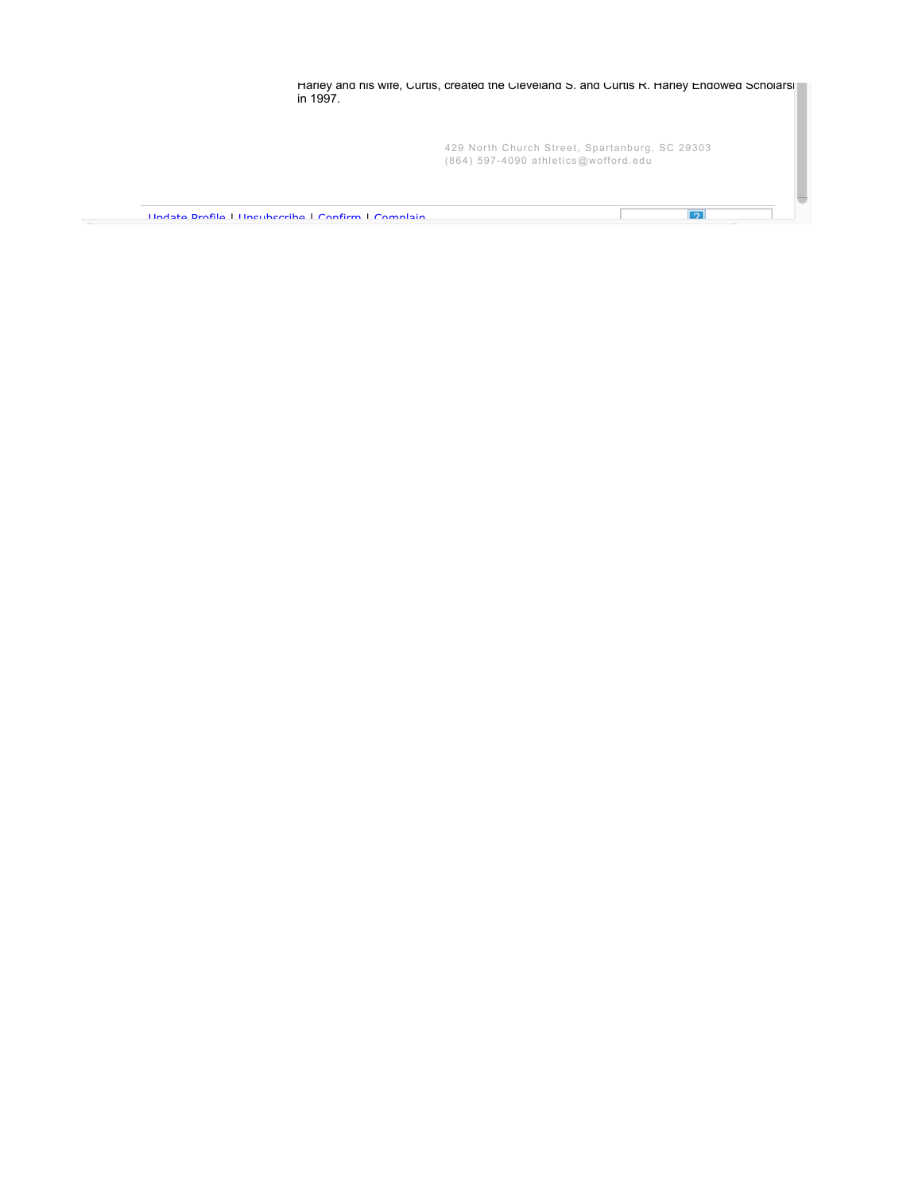Harley and his wife, Curtis, created the Cleveland S. and Curtis R. Harley Endowed Scholarsl in 1997.

429 North Church Street, Spartanburg, SC 29303
(864) 597-4090 athletics@wofford.edu

Update Profile | Unsubscribe | Confirm | Complain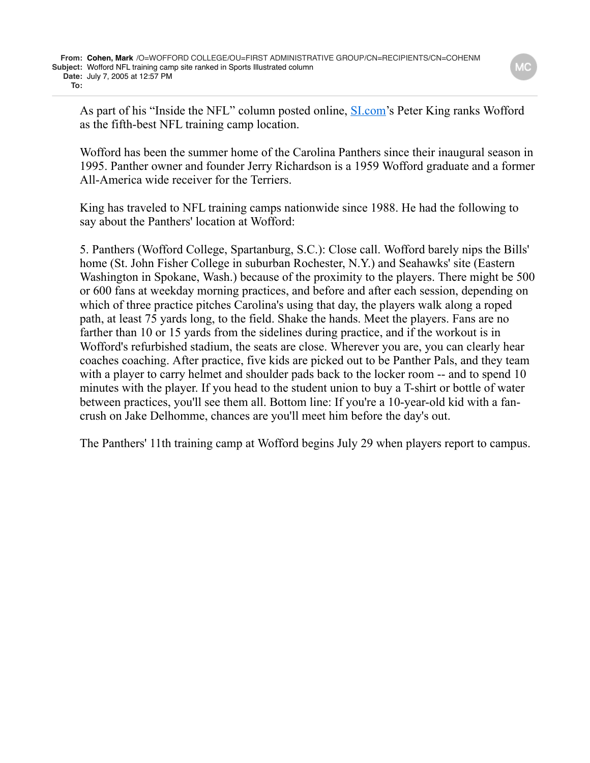**From:** **Cohen, Mark** /O=WOFFORD COLLEGE/OU=FIRST ADMINISTRATIVE GROUP/CN=RECIPIENTS/CN=COHENM
**Subject:** Wofford NFL training camp site ranked in Sports Illustrated column
**Date:** July 7, 2005 at 12:57 PM
**To:**

As part of his "Inside the NFL" column posted online, [SI.com](http://SI.com)'s Peter King ranks Wofford as the fifth-best NFL training camp location.

Wofford has been the summer home of the Carolina Panthers since their inaugural season in 1995. Panther owner and founder Jerry Richardson is a 1959 Wofford graduate and a former All-America wide receiver for the Terriers.

King has traveled to NFL training camps nationwide since 1988. He had the following to say about the Panthers' location at Wofford:

5. Panthers (Wofford College, Spartanburg, S.C.): Close call. Wofford barely nips the Bills' home (St. John Fisher College in suburban Rochester, N.Y.) and Seahawks' site (Eastern Washington in Spokane, Wash.) because of the proximity to the players. There might be 500 or 600 fans at weekday morning practices, and before and after each session, depending on which of three practice pitches Carolina's using that day, the players walk along a roped path, at least 75 yards long, to the field. Shake the hands. Meet the players. Fans are no farther than 10 or 15 yards from the sidelines during practice, and if the workout is in Wofford's refurbished stadium, the seats are close. Wherever you are, you can clearly hear coaches coaching. After practice, five kids are picked out to be Panther Pals, and they team with a player to carry helmet and shoulder pads back to the locker room -- and to spend 10 minutes with the player. If you head to the student union to buy a T-shirt or bottle of water between practices, you'll see them all. Bottom line: If you're a 10-year-old kid with a fan-crush on Jake Delhomme, chances are you'll meet him before the day's out.

The Panthers' 11th training camp at Wofford begins July 29 when players report to campus.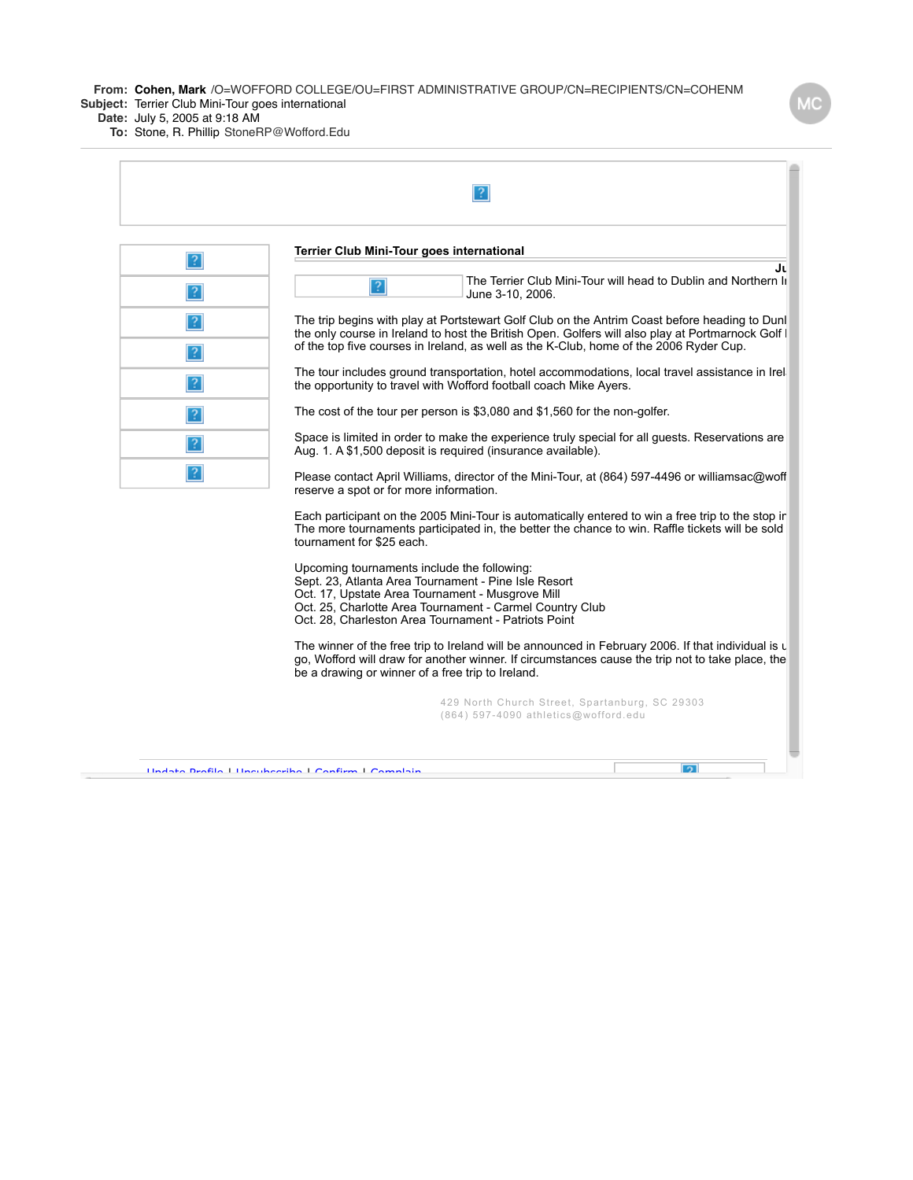**From:** **Cohen, Mark** /O=WOFFORD COLLEGE/OU=FIRST ADMINISTRATIVE GROUP/CN=RECIPIENTS/CN=COHENM
**Subject:** Terrier Club Mini-Tour goes international
**Date:** July 5, 2005 at 9:18 AM
**To:** Stone, R. Phillip StoneRP@Wofford.Edu

MC

**Terrier Club Mini-Tour goes international**

**Ju**

The Terrier Club Mini-Tour will head to Dublin and Northern I
June 3-10, 2006.

The trip begins with play at Portstewart Golf Club on the Antrim Coast before heading to Dunl
the only course in Ireland to host the British Open. Golfers will also play at Portmarnock Golf I
of the top five courses in Ireland, as well as the K-Club, home of the 2006 Ryder Cup.

The tour includes ground transportation, hotel accommodations, local travel assistance in Irel
the opportunity to travel with Wofford football coach Mike Ayers.

The cost of the tour per person is $3,080 and $1,560 for the non-golfer.

Space is limited in order to make the experience truly special for all guests. Reservations are
Aug. 1. A $1,500 deposit is required (insurance available).

Please contact April Williams, director of the Mini-Tour, at (864) 597-4496 or williamsac@woff
reserve a spot or for more information.

Each participant on the 2005 Mini-Tour is automatically entered to win a free trip to the stop ir
The more tournaments participated in, the better the chance to win. Raffle tickets will be sold
tournament for $25 each.

Upcoming tournaments include the following:
Sept. 23, Atlanta Area Tournament - Pine Isle Resort
Oct. 17, Upstate Area Tournament - Musgrove Mill
Oct. 25, Charlotte Area Tournament - Carmel Country Club
Oct. 28, Charleston Area Tournament - Patriots Point

The winner of the free trip to Ireland will be announced in February 2006. If that individual is u
go, Wofford will draw for another winner. If circumstances cause the trip not to take place, the
be a drawing or winner of a free trip to Ireland.

429 North Church Street, Spartanburg, SC 29303
(864) 597-4090 athletics@wofford.edu

Update Profile | Unsubscribe | Confirm | Complain